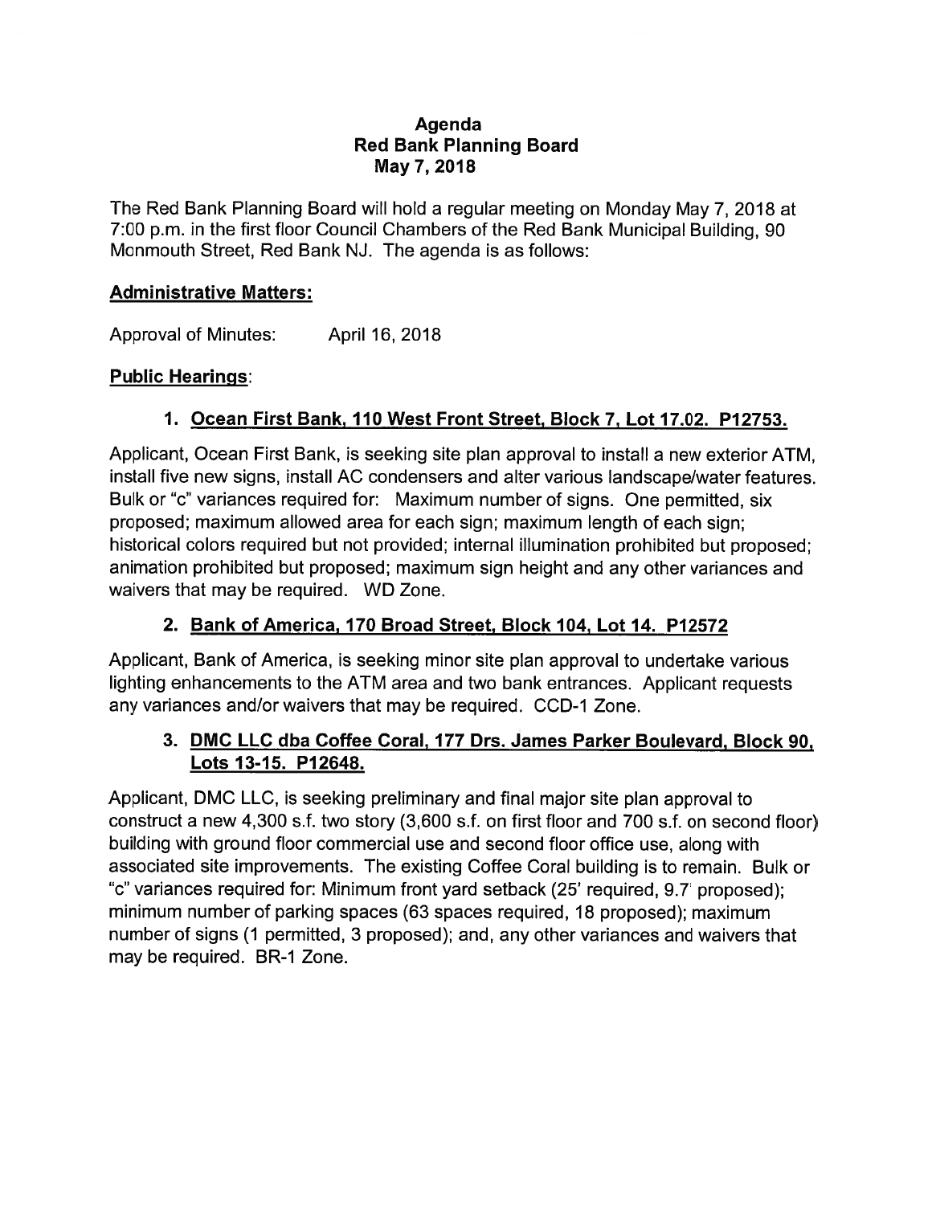# Agenda
## Red Bank Planning Board
## May 7, 2018

The Red Bank Planning Board will hold a regular meeting on Monday May 7, 2018 at 7:00 p.m. in the first floor Council Chambers of the Red Bank Municipal Building, 90 Monmouth Street, Red Bank NJ. The agenda is as follows:

### Administrative Matters:

Approval of Minutes: April 16, 2018

### Public Hearings:

1. **Ocean First Bank, 110 West Front Street, Block 7, Lot 17.02. P12753.**

Applicant, Ocean First Bank, is seeking site plan approval to install a new exterior ATM, install five new signs, install AC condensers and alter various landscape/water features. Bulk or "c" variances required for: Maximum number of signs. One permitted, six proposed; maximum allowed area for each sign; maximum length of each sign; historical colors required but not provided; internal illumination prohibited but proposed; animation prohibited but proposed; maximum sign height and any other variances and waivers that may be required. WD Zone.

2. **Bank of America, 170 Broad Street, Block 104, Lot 14. P12572**

Applicant, Bank of America, is seeking minor site plan approval to undertake various lighting enhancements to the ATM area and two bank entrances. Applicant requests any variances and/or waivers that may be required. CCD-1 Zone.

3. **DMC LLC dba Coffee Coral, 177 Drs. James Parker Boulevard, Block 90, Lots 13-15. P12648.**

Applicant, DMC LLC, is seeking preliminary and final major site plan approval to construct a new 4,300 s.f. two story (3,600 s.f. on first floor and 700 s.f. on second floor) building with ground floor commercial use and second floor office use, along with associated site improvements. The existing Coffee Coral building is to remain. Bulk or "c" variances required for: Minimum front yard setback (25' required, 9.7' proposed); minimum number of parking spaces (63 spaces required, 18 proposed); maximum number of signs (1 permitted, 3 proposed); and, any other variances and waivers that may be required. BR-1 Zone.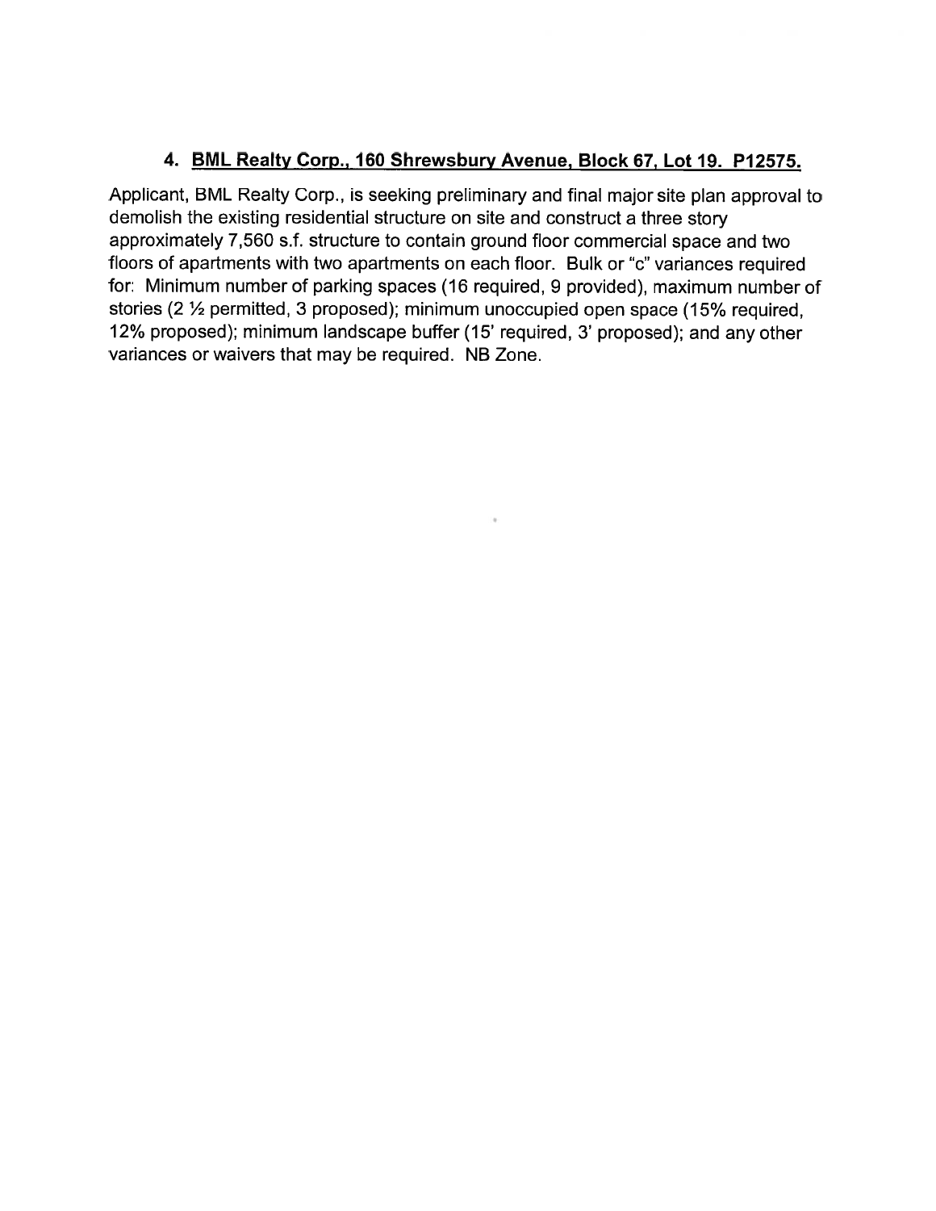#### 4. **BML Realty Corp., 160 Shrewsbury Avenue, Block 67, Lot 19. P12575.**

Applicant, BML Realty Corp., is seeking preliminary and final major site plan approval to demolish the existing residential structure on site and construct a three story approximately 7,560 s.f. structure to contain ground floor commercial space and two floors of apartments with two apartments on each floor. Bulk or "c" variances required for: Minimum number of parking spaces (16 required, 9 provided), maximum number of stories (2 ½ permitted, 3 proposed); minimum unoccupied open space (15% required, 12% proposed); minimum landscape buffer (15' required, 3' proposed); and any other variances or waivers that may be required. NB Zone.